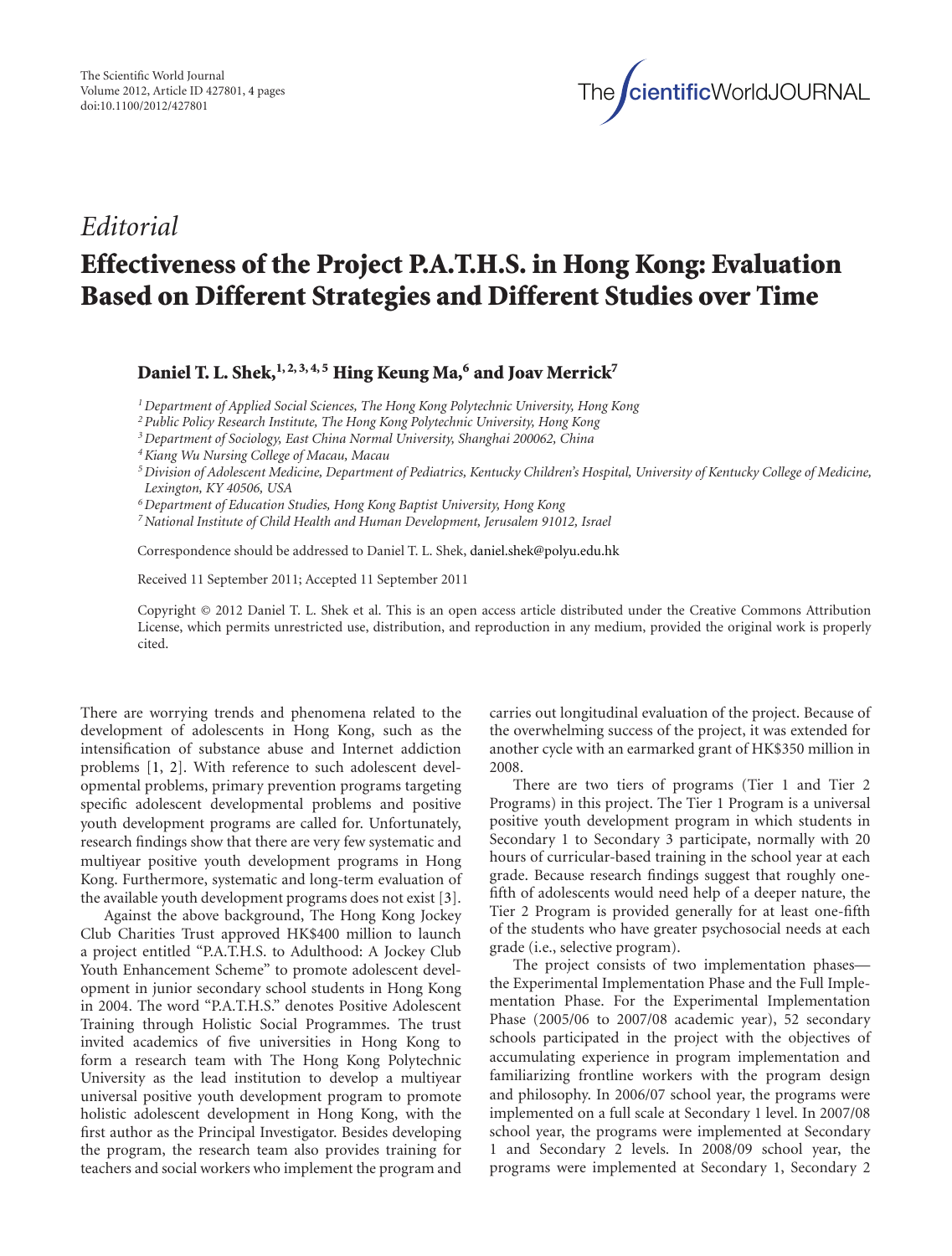*Editorial*

# Effectiveness of the Project P.A.T.H.S. in Hong Kong: Evaluation Based on Different Strategies and Different Studies over Time

**Daniel T. L. Shek,[1,2,3,4,5] Hing Keung Ma,[6] and Joav Merrick[7]**

[1] *Department of Applied Social Sciences, The Hong Kong Polytechnic University, Hong Kong*
[2] *Public Policy Research Institute, The Hong Kong Polytechnic University, Hong Kong*
[3] *Department of Sociology, East China Normal University, Shanghai 200062, China*
[4] *Kiang Wu Nursing College of Macau, Macau*
[5] *Division of Adolescent Medicine, Department of Pediatrics, Kentucky Children's Hospital, University of Kentucky College of Medicine, Lexington, KY 40506, USA*
[6] *Department of Education Studies, Hong Kong Baptist University, Hong Kong*
[7] *National Institute of Child Health and Human Development, Jerusalem 91012, Israel*

Correspondence should be addressed to Daniel T. L. Shek, daniel.shek@polyu.edu.hk

Received 11 September 2011; Accepted 11 September 2011

Copyright © 2012 Daniel T. L. Shek et al. This is an open access article distributed under the Creative Commons Attribution License, which permits unrestricted use, distribution, and reproduction in any medium, provided the original work is properly cited.

There are worrying trends and phenomena related to the development of adolescents in Hong Kong, such as the intensification of substance abuse and Internet addiction problems [1, 2]. With reference to such adolescent developmental problems, primary prevention programs targeting specific adolescent developmental problems and positive youth development programs are called for. Unfortunately, research findings show that there are very few systematic and multiyear positive youth development programs in Hong Kong. Furthermore, systematic and long-term evaluation of the available youth development programs does not exist [3].

Against the above background, The Hong Kong Jockey Club Charities Trust approved HK$400 million to launch a project entitled "P.A.T.H.S. to Adulthood: A Jockey Club Youth Enhancement Scheme" to promote adolescent development in junior secondary school students in Hong Kong in 2004. The word "P.A.T.H.S." denotes Positive Adolescent Training through Holistic Social Programmes. The trust invited academics of five universities in Hong Kong to form a research team with The Hong Kong Polytechnic University as the lead institution to develop a multiyear universal positive youth development program to promote holistic adolescent development in Hong Kong, with the first author as the Principal Investigator. Besides developing the program, the research team also provides training for teachers and social workers who implement the program and carries out longitudinal evaluation of the project. Because of the overwhelming success of the project, it was extended for another cycle with an earmarked grant of HK$350 million in 2008.

There are two tiers of programs (Tier 1 and Tier 2 Programs) in this project. The Tier 1 Program is a universal positive youth development program in which students in Secondary 1 to Secondary 3 participate, normally with 20 hours of curricular-based training in the school year at each grade. Because research findings suggest that roughly one-fifth of adolescents would need help of a deeper nature, the Tier 2 Program is provided generally for at least one-fifth of the students who have greater psychosocial needs at each grade (i.e., selective program).

The project consists of two implementation phases—the Experimental Implementation Phase and the Full Implementation Phase. For the Experimental Implementation Phase (2005/06 to 2007/08 academic year), 52 secondary schools participated in the project with the objectives of accumulating experience in program implementation and familiarizing frontline workers with the program design and philosophy. In 2006/07 school year, the programs were implemented on a full scale at Secondary 1 level. In 2007/08 school year, the programs were implemented at Secondary 1 and Secondary 2 levels. In 2008/09 school year, the programs were implemented at Secondary 1, Secondary 2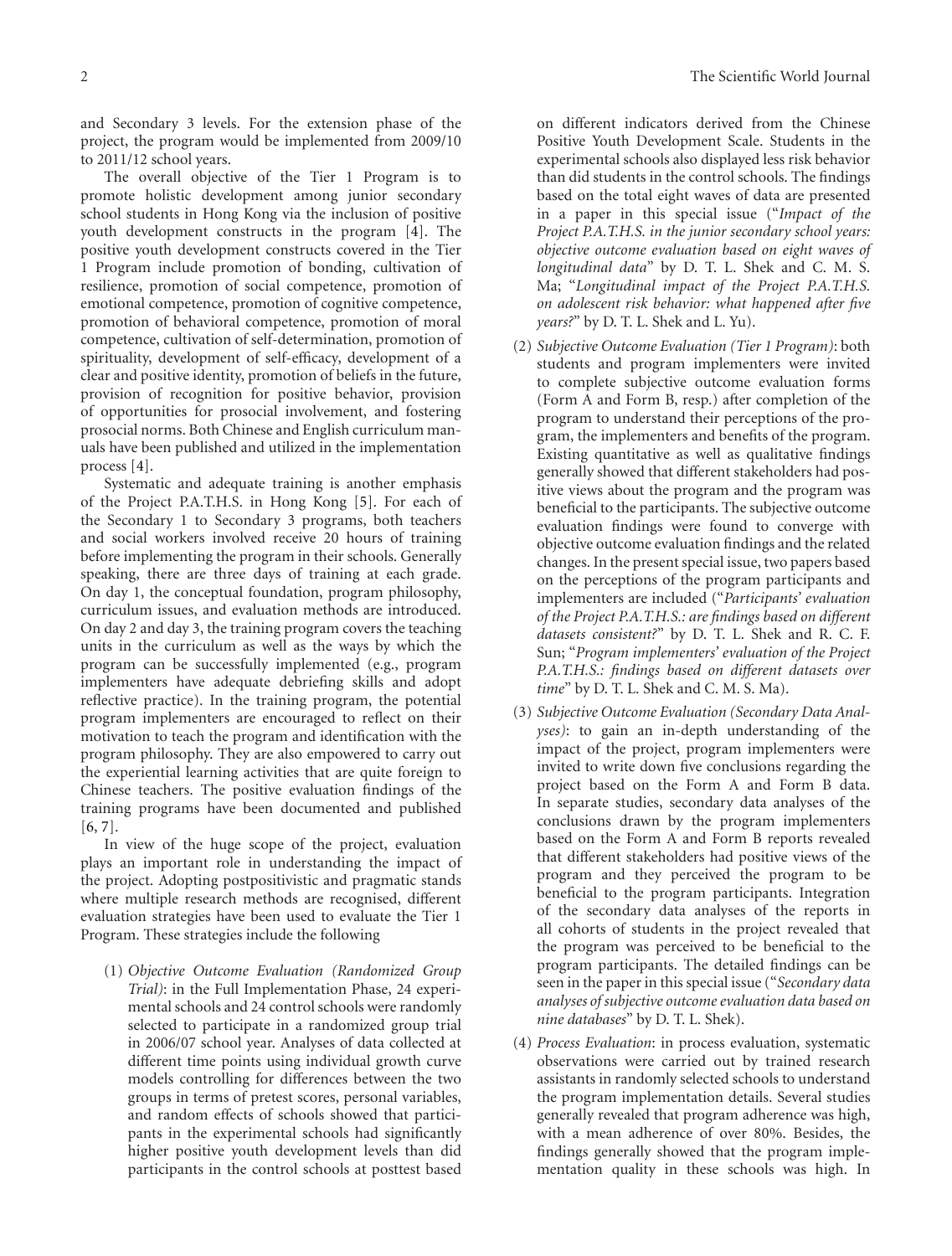and Secondary 3 levels. For the extension phase of the project, the program would be implemented from 2009/10 to 2011/12 school years.

The overall objective of the Tier 1 Program is to promote holistic development among junior secondary school students in Hong Kong via the inclusion of positive youth development constructs in the program [4]. The positive youth development constructs covered in the Tier 1 Program include promotion of bonding, cultivation of resilience, promotion of social competence, promotion of emotional competence, promotion of cognitive competence, promotion of behavioral competence, promotion of moral competence, cultivation of self-determination, promotion of spirituality, development of self-efficacy, development of a clear and positive identity, promotion of beliefs in the future, provision of recognition for positive behavior, provision of opportunities for prosocial involvement, and fostering prosocial norms. Both Chinese and English curriculum manuals have been published and utilized in the implementation process [4].

Systematic and adequate training is another emphasis of the Project P.A.T.H.S. in Hong Kong [5]. For each of the Secondary 1 to Secondary 3 programs, both teachers and social workers involved receive 20 hours of training before implementing the program in their schools. Generally speaking, there are three days of training at each grade. On day 1, the conceptual foundation, program philosophy, curriculum issues, and evaluation methods are introduced. On day 2 and day 3, the training program covers the teaching units in the curriculum as well as the ways by which the program can be successfully implemented (e.g., program implementers have adequate debriefing skills and adopt reflective practice). In the training program, the potential program implementers are encouraged to reflect on their motivation to teach the program and identification with the program philosophy. They are also empowered to carry out the experiential learning activities that are quite foreign to Chinese teachers. The positive evaluation findings of the training programs have been documented and published [6, 7].

In view of the huge scope of the project, evaluation plays an important role in understanding the impact of the project. Adopting postpositivistic and pragmatic stands where multiple research methods are recognised, different evaluation strategies have been used to evaluate the Tier 1 Program. These strategies include the following

(1) *Objective Outcome Evaluation (Randomized Group Trial)*: in the Full Implementation Phase, 24 experimental schools and 24 control schools were randomly selected to participate in a randomized group trial in 2006/07 school year. Analyses of data collected at different time points using individual growth curve models controlling for differences between the two groups in terms of pretest scores, personal variables, and random effects of schools showed that participants in the experimental schools had significantly higher positive youth development levels than did participants in the control schools at posttest based on different indicators derived from the Chinese Positive Youth Development Scale. Students in the experimental schools also displayed less risk behavior than did students in the control schools. The findings based on the total eight waves of data are presented in a paper in this special issue ("*Impact of the Project P.A.T.H.S. in the junior secondary school years: objective outcome evaluation based on eight waves of longitudinal data*" by D. T. L. Shek and C. M. S. Ma; "*Longitudinal impact of the Project P.A.T.H.S. on adolescent risk behavior: what happened after five years?*" by D. T. L. Shek and L. Yu).

(2) *Subjective Outcome Evaluation (Tier 1 Program)*: both students and program implementers were invited to complete subjective outcome evaluation forms (Form A and Form B, resp.) after completion of the program to understand their perceptions of the program, the implementers and benefits of the program. Existing quantitative as well as qualitative findings generally showed that different stakeholders had positive views about the program and the program was beneficial to the participants. The subjective outcome evaluation findings were found to converge with objective outcome evaluation findings and the related changes. In the present special issue, two papers based on the perceptions of the program participants and implementers are included ("*Participants' evaluation of the Project P.A.T.H.S.: are findings based on different datasets consistent?*" by D. T. L. Shek and R. C. F. Sun; "*Program implementers' evaluation of the Project P.A.T.H.S.: findings based on different datasets over time*" by D. T. L. Shek and C. M. S. Ma).

(3) *Subjective Outcome Evaluation (Secondary Data Analyses)*: to gain an in-depth understanding of the impact of the project, program implementers were invited to write down five conclusions regarding the project based on the Form A and Form B data. In separate studies, secondary data analyses of the conclusions drawn by the program implementers based on the Form A and Form B reports revealed that different stakeholders had positive views of the program and they perceived the program to be beneficial to the program participants. Integration of the secondary data analyses of the reports in all cohorts of students in the project revealed that the program was perceived to be beneficial to the program participants. The detailed findings can be seen in the paper in this special issue ("*Secondary data analyses of subjective outcome evaluation data based on nine databases*" by D. T. L. Shek).

(4) *Process Evaluation*: in process evaluation, systematic observations were carried out by trained research assistants in randomly selected schools to understand the program implementation details. Several studies generally revealed that program adherence was high, with a mean adherence of over 80%. Besides, the findings generally showed that the program implementation quality in these schools was high. In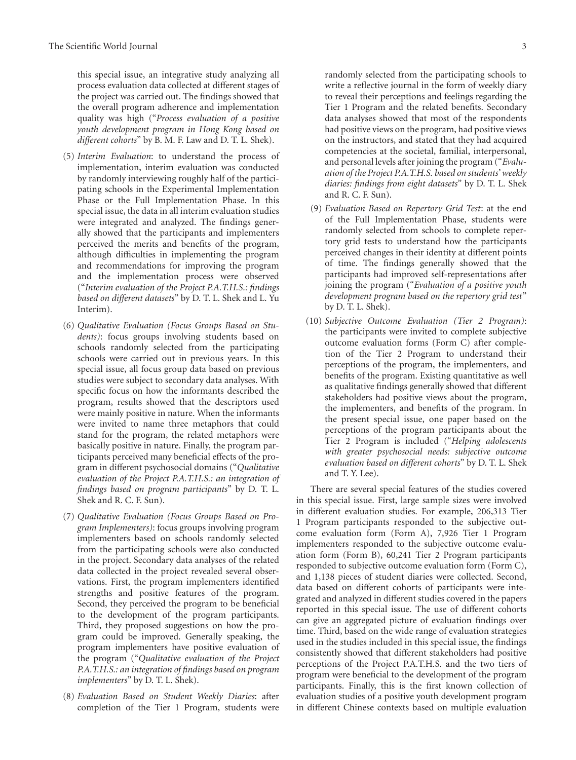this special issue, an integrative study analyzing all process evaluation data collected at different stages of the project was carried out. The findings showed that the overall program adherence and implementation quality was high ("*Process evaluation of a positive youth development program in Hong Kong based on different cohorts*" by B. M. F. Law and D. T. L. Shek).

(5) *Interim Evaluation*: to understand the process of implementation, interim evaluation was conducted by randomly interviewing roughly half of the participating schools in the Experimental Implementation Phase or the Full Implementation Phase. In this special issue, the data in all interim evaluation studies were integrated and analyzed. The findings generally showed that the participants and implementers perceived the merits and benefits of the program, although difficulties in implementing the program and recommendations for improving the program and the implementation process were observed ("*Interim evaluation of the Project P.A.T.H.S.: findings based on different datasets*" by D. T. L. Shek and L. Yu Interim).

(6) *Qualitative Evaluation (Focus Groups Based on Students)*: focus groups involving students based on schools randomly selected from the participating schools were carried out in previous years. In this special issue, all focus group data based on previous studies were subject to secondary data analyses. With specific focus on how the informants described the program, results showed that the descriptors used were mainly positive in nature. When the informants were invited to name three metaphors that could stand for the program, the related metaphors were basically positive in nature. Finally, the program participants perceived many beneficial effects of the program in different psychosocial domains ("*Qualitative evaluation of the Project P.A.T.H.S.: an integration of findings based on program participants*" by D. T. L. Shek and R. C. F. Sun).

(7) *Qualitative Evaluation (Focus Groups Based on Program Implementers)*: focus groups involving program implementers based on schools randomly selected from the participating schools were also conducted in the project. Secondary data analyses of the related data collected in the project revealed several observations. First, the program implementers identified strengths and positive features of the program. Second, they perceived the program to be beneficial to the development of the program participants. Third, they proposed suggestions on how the program could be improved. Generally speaking, the program implementers have positive evaluation of the program ("*Qualitative evaluation of the Project P.A.T.H.S.: an integration of findings based on program implementers*" by D. T. L. Shek).

(8) *Evaluation Based on Student Weekly Diaries*: after completion of the Tier 1 Program, students were randomly selected from the participating schools to write a reflective journal in the form of weekly diary to reveal their perceptions and feelings regarding the Tier 1 Program and the related benefits. Secondary data analyses showed that most of the respondents had positive views on the program, had positive views on the instructors, and stated that they had acquired competencies at the societal, familial, interpersonal, and personal levels after joining the program ("*Evaluation of the Project P.A.T.H.S. based on students' weekly diaries: findings from eight datasets*" by D. T. L. Shek and R. C. F. Sun).

(9) *Evaluation Based on Repertory Grid Test*: at the end of the Full Implementation Phase, students were randomly selected from schools to complete repertory grid tests to understand how the participants perceived changes in their identity at different points of time. The findings generally showed that the participants had improved self-representations after joining the program ("*Evaluation of a positive youth development program based on the repertory grid test*" by D. T. L. Shek).

(10) *Subjective Outcome Evaluation (Tier 2 Program)*: the participants were invited to complete subjective outcome evaluation forms (Form C) after completion of the Tier 2 Program to understand their perceptions of the program, the implementers, and benefits of the program. Existing quantitative as well as qualitative findings generally showed that different stakeholders had positive views about the program, the implementers, and benefits of the program. In the present special issue, one paper based on the perceptions of the program participants about the Tier 2 Program is included ("*Helping adolescents with greater psychosocial needs: subjective outcome evaluation based on different cohorts*" by D. T. L. Shek and T. Y. Lee).

There are several special features of the studies covered in this special issue. First, large sample sizes were involved in different evaluation studies. For example, 206,313 Tier 1 Program participants responded to the subjective outcome evaluation form (Form A), 7,926 Tier 1 Program implementers responded to the subjective outcome evaluation form (Form B), 60,241 Tier 2 Program participants responded to subjective outcome evaluation form (Form C), and 1,138 pieces of student diaries were collected. Second, data based on different cohorts of participants were integrated and analyzed in different studies covered in the papers reported in this special issue. The use of different cohorts can give an aggregated picture of evaluation findings over time. Third, based on the wide range of evaluation strategies used in the studies included in this special issue, the findings consistently showed that different stakeholders had positive perceptions of the Project P.A.T.H.S. and the two tiers of program were beneficial to the development of the program participants. Finally, this is the first known collection of evaluation studies of a positive youth development program in different Chinese contexts based on multiple evaluation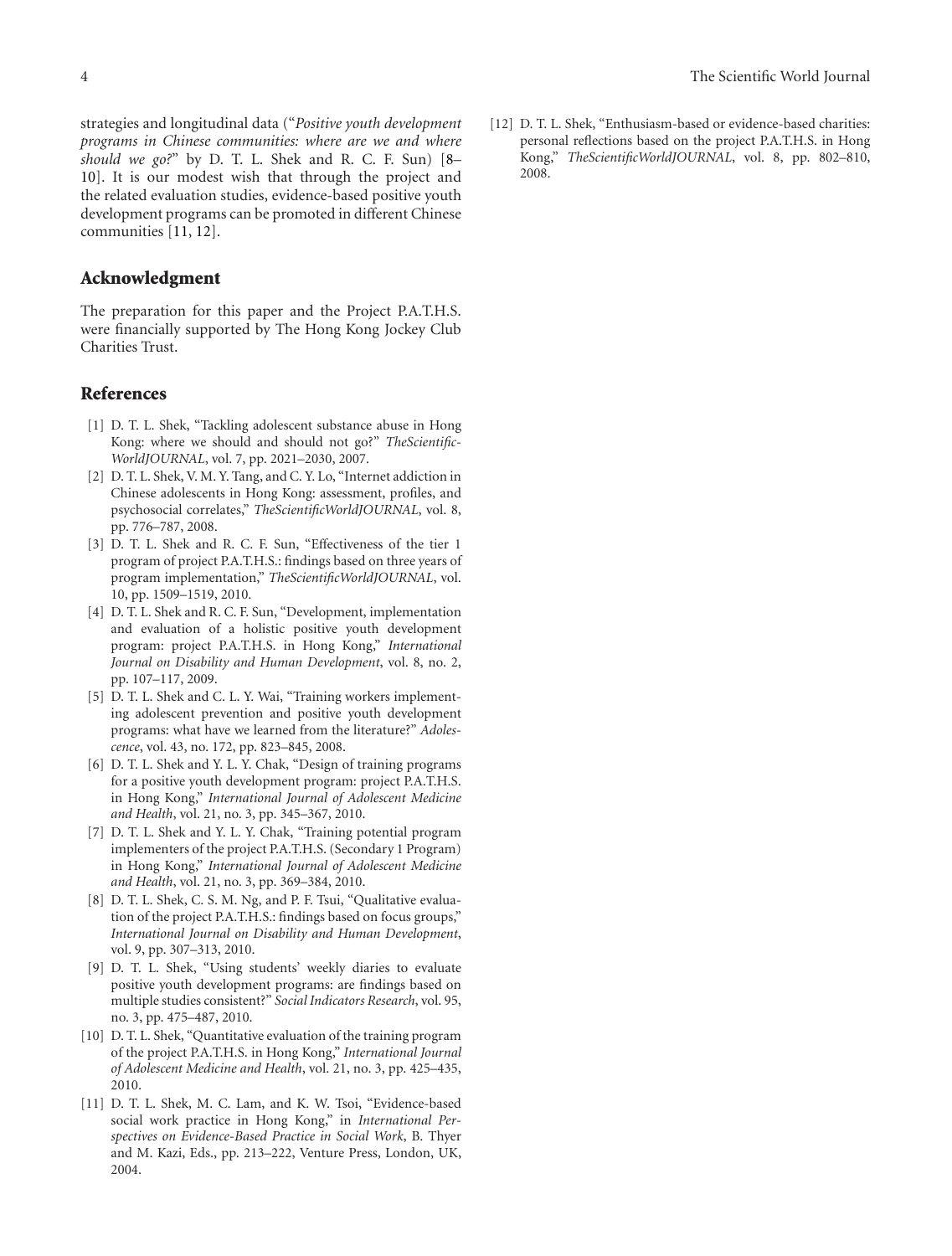strategies and longitudinal data ("*Positive youth development programs in Chinese communities: where are we and where should we go?*" by D. T. L. Shek and R. C. F. Sun) [8–10]. It is our modest wish that through the project and the related evaluation studies, evidence-based positive youth development programs can be promoted in different Chinese communities [11, 12].

## Acknowledgment

The preparation for this paper and the Project P.A.T.H.S. were financially supported by The Hong Kong Jockey Club Charities Trust.

## References

[1] D. T. L. Shek, "Tackling adolescent substance abuse in Hong Kong: where we should and should not go?" *TheScientificWorldJOURNAL*, vol. 7, pp. 2021–2030, 2007.

[2] D. T. L. Shek, V. M. Y. Tang, and C. Y. Lo, "Internet addiction in Chinese adolescents in Hong Kong: assessment, profiles, and psychosocial correlates," *TheScientificWorldJOURNAL*, vol. 8, pp. 776–787, 2008.

[3] D. T. L. Shek and R. C. F. Sun, "Effectiveness of the tier 1 program of project P.A.T.H.S.: findings based on three years of program implementation," *TheScientificWorldJOURNAL*, vol. 10, pp. 1509–1519, 2010.

[4] D. T. L. Shek and R. C. F. Sun, "Development, implementation and evaluation of a holistic positive youth development program: project P.A.T.H.S. in Hong Kong," *International Journal on Disability and Human Development*, vol. 8, no. 2, pp. 107–117, 2009.

[5] D. T. L. Shek and C. L. Y. Wai, "Training workers implementing adolescent prevention and positive youth development programs: what have we learned from the literature?" *Adolescence*, vol. 43, no. 172, pp. 823–845, 2008.

[6] D. T. L. Shek and Y. L. Y. Chak, "Design of training programs for a positive youth development program: project P.A.T.H.S. in Hong Kong," *International Journal of Adolescent Medicine and Health*, vol. 21, no. 3, pp. 345–367, 2010.

[7] D. T. L. Shek and Y. L. Y. Chak, "Training potential program implementers of the project P.A.T.H.S. (Secondary 1 Program) in Hong Kong," *International Journal of Adolescent Medicine and Health*, vol. 21, no. 3, pp. 369–384, 2010.

[8] D. T. L. Shek, C. S. M. Ng, and P. F. Tsui, "Qualitative evaluation of the project P.A.T.H.S.: findings based on focus groups," *International Journal on Disability and Human Development*, vol. 9, pp. 307–313, 2010.

[9] D. T. L. Shek, "Using students' weekly diaries to evaluate positive youth development programs: are findings based on multiple studies consistent?" *Social Indicators Research*, vol. 95, no. 3, pp. 475–487, 2010.

[10] D. T. L. Shek, "Quantitative evaluation of the training program of the project P.A.T.H.S. in Hong Kong," *International Journal of Adolescent Medicine and Health*, vol. 21, no. 3, pp. 425–435, 2010.

[11] D. T. L. Shek, M. C. Lam, and K. W. Tsoi, "Evidence-based social work practice in Hong Kong," in *International Perspectives on Evidence-Based Practice in Social Work*, B. Thyer and M. Kazi, Eds., pp. 213–222, Venture Press, London, UK, 2004.

[12] D. T. L. Shek, "Enthusiasm-based or evidence-based charities: personal reflections based on the project P.A.T.H.S. in Hong Kong," *TheScientificWorldJOURNAL*, vol. 8, pp. 802–810, 2008.